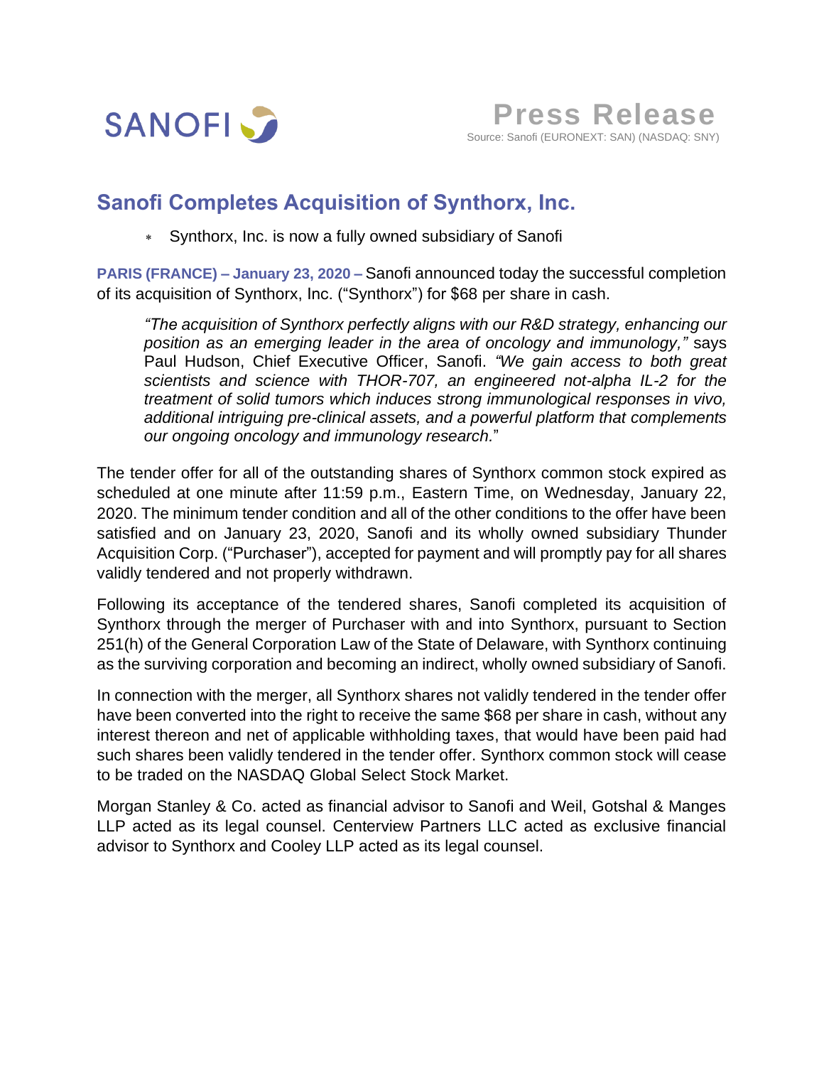SANOFI

**Press Release**

Source: Sanofi (EURONEXT: SAN) (NASDAQ: SNY)

# Sanofi Completes Acquisition of Synthorx, Inc.

* Synthorx, Inc. is now a fully owned subsidiary of Sanofi

**PARIS (FRANCE) – January 23, 2020 –** Sanofi announced today the successful completion of its acquisition of Synthorx, Inc. ("Synthorx") for $68 per share in cash.

> *"The acquisition of Synthorx perfectly aligns with our R&D strategy, enhancing our position as an emerging leader in the area of oncology and immunology,"* says Paul Hudson, Chief Executive Officer, Sanofi. *"We gain access to both great scientists and science with THOR-707, an engineered not-alpha IL-2 for the treatment of solid tumors which induces strong immunological responses in vivo, additional intriguing pre-clinical assets, and a powerful platform that complements our ongoing oncology and immunology research.*"

The tender offer for all of the outstanding shares of Synthorx common stock expired as scheduled at one minute after 11:59 p.m., Eastern Time, on Wednesday, January 22, 2020. The minimum tender condition and all of the other conditions to the offer have been satisfied and on January 23, 2020, Sanofi and its wholly owned subsidiary Thunder Acquisition Corp. ("Purchaser"), accepted for payment and will promptly pay for all shares validly tendered and not properly withdrawn.

Following its acceptance of the tendered shares, Sanofi completed its acquisition of Synthorx through the merger of Purchaser with and into Synthorx, pursuant to Section 251(h) of the General Corporation Law of the State of Delaware, with Synthorx continuing as the surviving corporation and becoming an indirect, wholly owned subsidiary of Sanofi.

In connection with the merger, all Synthorx shares not validly tendered in the tender offer have been converted into the right to receive the same $68 per share in cash, without any interest thereon and net of applicable withholding taxes, that would have been paid had such shares been validly tendered in the tender offer. Synthorx common stock will cease to be traded on the NASDAQ Global Select Stock Market.

Morgan Stanley & Co. acted as financial advisor to Sanofi and Weil, Gotshal & Manges LLP acted as its legal counsel. Centerview Partners LLC acted as exclusive financial advisor to Synthorx and Cooley LLP acted as its legal counsel.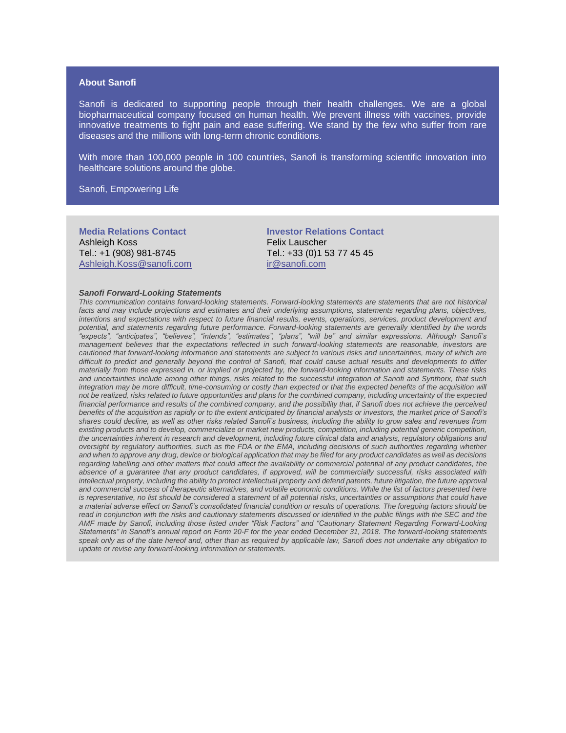### About Sanofi

Sanofi is dedicated to supporting people through their health challenges. We are a global biopharmaceutical company focused on human health. We prevent illness with vaccines, provide innovative treatments to fight pain and ease suffering. We stand by the few who suffer from rare diseases and the millions with long-term chronic conditions.

With more than 100,000 people in 100 countries, Sanofi is transforming scientific innovation into healthcare solutions around the globe.

Sanofi, Empowering Life

**Media Relations Contact**
Ashleigh Koss
Tel.: +1 (908) 981-8745
Ashleigh.Koss@sanofi.com

**Investor Relations Contact**
Felix Lauscher
Tel.: +33 (0)1 53 77 45 45
ir@sanofi.com

***Sanofi Forward-Looking Statements***

*This communication contains forward-looking statements. Forward-looking statements are statements that are not historical facts and may include projections and estimates and their underlying assumptions, statements regarding plans, objectives, intentions and expectations with respect to future financial results, events, operations, services, product development and potential, and statements regarding future performance. Forward-looking statements are generally identified by the words "expects", "anticipates", "believes", "intends", "estimates", "plans", "will be" and similar expressions. Although Sanofi's management believes that the expectations reflected in such forward-looking statements are reasonable, investors are cautioned that forward-looking information and statements are subject to various risks and uncertainties, many of which are difficult to predict and generally beyond the control of Sanofi, that could cause actual results and developments to differ materially from those expressed in, or implied or projected by, the forward-looking information and statements. These risks and uncertainties include among other things, risks related to the successful integration of Sanofi and Synthorx, that such integration may be more difficult, time-consuming or costly than expected or that the expected benefits of the acquisition will not be realized, risks related to future opportunities and plans for the combined company, including uncertainty of the expected financial performance and results of the combined company, and the possibility that, if Sanofi does not achieve the perceived benefits of the acquisition as rapidly or to the extent anticipated by financial analysts or investors, the market price of Sanofi's shares could decline, as well as other risks related Sanofi's business, including the ability to grow sales and revenues from existing products and to develop, commercialize or market new products, competition, including potential generic competition, the uncertainties inherent in research and development, including future clinical data and analysis, regulatory obligations and oversight by regulatory authorities, such as the FDA or the EMA, including decisions of such authorities regarding whether and when to approve any drug, device or biological application that may be filed for any product candidates as well as decisions regarding labelling and other matters that could affect the availability or commercial potential of any product candidates, the absence of a guarantee that any product candidates, if approved, will be commercially successful, risks associated with intellectual property, including the ability to protect intellectual property and defend patents, future litigation, the future approval and commercial success of therapeutic alternatives, and volatile economic conditions. While the list of factors presented here is representative, no list should be considered a statement of all potential risks, uncertainties or assumptions that could have a material adverse effect on Sanofi's consolidated financial condition or results of operations. The foregoing factors should be read in conjunction with the risks and cautionary statements discussed or identified in the public filings with the SEC and the AMF made by Sanofi, including those listed under "Risk Factors" and "Cautionary Statement Regarding Forward-Looking Statements" in Sanofi's annual report on Form 20-F for the year ended December 31, 2018. The forward-looking statements speak only as of the date hereof and, other than as required by applicable law, Sanofi does not undertake any obligation to update or revise any forward-looking information or statements.*